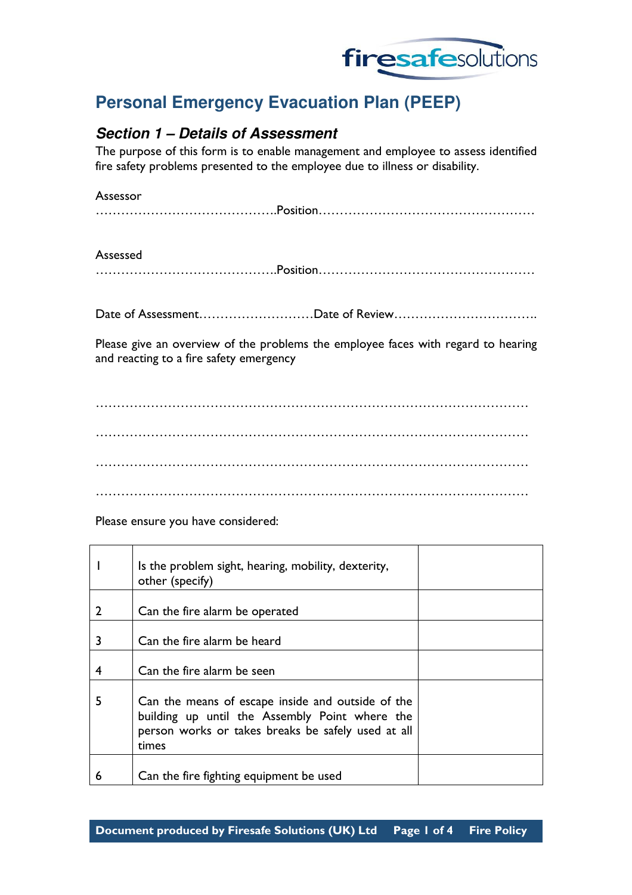# Personal Emergency Evacuation Plan (PEEP)

## *Section 1 – Details of Assessment*

The purpose of this form is to enable management and employee to assess identified fire safety problems presented to the employee due to illness or disability.

Assessor ……………………………………..Position……………………………………………

Assessed ……………………………………..Position……………………………………………

Date of Assessment………………………Date of Review…………………………….

Please give an overview of the problems the employee faces with regard to hearing and reacting to a fire safety emergency

…………………………………………………………………………………………

…………………………………………………………………………………………

…………………………………………………………………………………………

…………………………………………………………………………………………

Please ensure you have considered:

| | | |
|---|---|---|
| 1 | Is the problem sight, hearing, mobility, dexterity, other (specify) | |
| 2 | Can the fire alarm be operated | |
| 3 | Can the fire alarm be heard | |
| 4 | Can the fire alarm be seen | |
| 5 | Can the means of escape inside and outside of the building up until the Assembly Point where the person works or takes breaks be safely used at all times | |
| 6 | Can the fire fighting equipment be used | |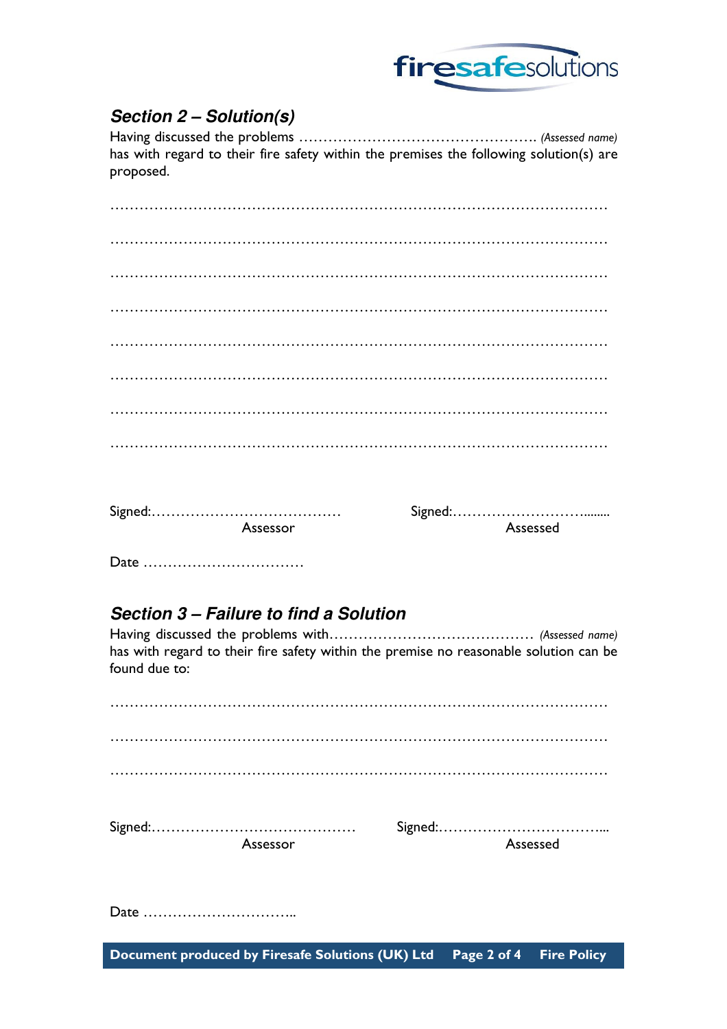## *Section 2 – Solution(s)*

Having discussed the problems …………………………………………. *(Assessed name)* has with regard to their fire safety within the premises the following solution(s) are proposed.

…………………………………………………………………………………………

…………………………………………………………………………………………

…………………………………………………………………………………………

…………………………………………………………………………………………

…………………………………………………………………………………………

…………………………………………………………………………………………

…………………………………………………………………………………………

…………………………………………………………………………………………

Signed:………………………………… Signed:……………………….........

Assessor Assessed

Date ……………………………

## *Section 3 – Failure to find a Solution*

Having discussed the problems with…………………………………… *(Assessed name)* has with regard to their fire safety within the premise no reasonable solution can be found due to:

…………………………………………………………………………………………

…………………………………………………………………………………………

…………………………………………………………………………………………

Signed:…………………………………… Signed:……………………………...

Assessor Assessed

Date …………………………..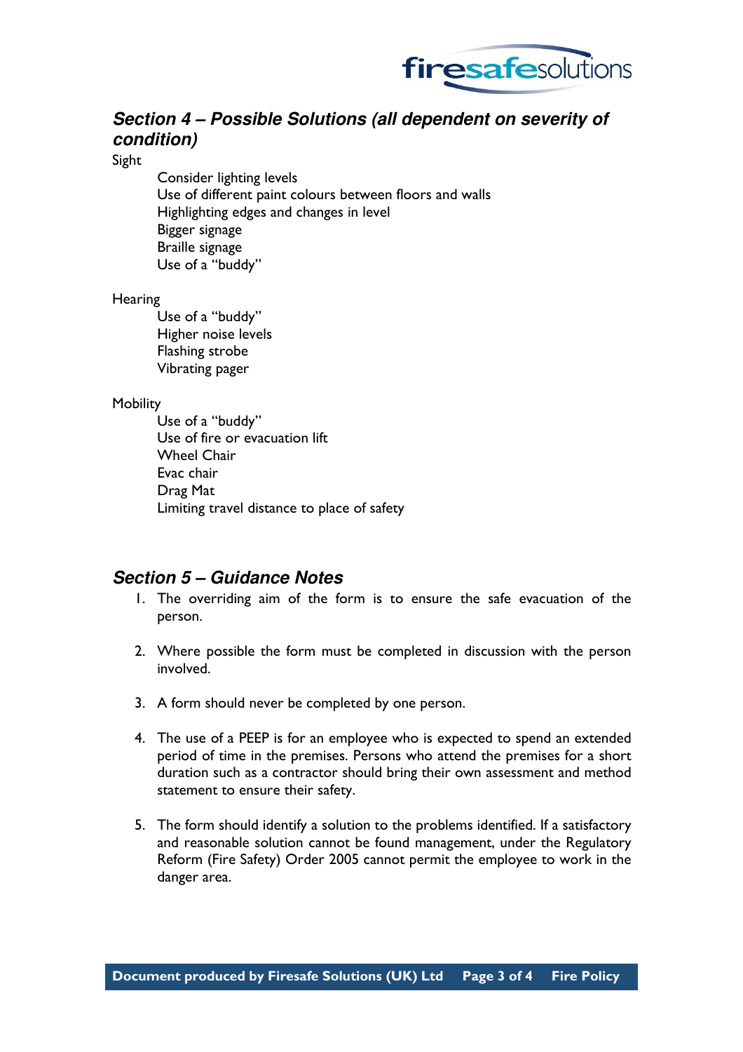## *Section 4 – Possible Solutions (all dependent on severity of condition)*

Sight

- Consider lighting levels
- Use of different paint colours between floors and walls
- Highlighting edges and changes in level
- Bigger signage
- Braille signage
- Use of a "buddy"

Hearing

- Use of a "buddy"
- Higher noise levels
- Flashing strobe
- Vibrating pager

Mobility

- Use of a "buddy"
- Use of fire or evacuation lift
- Wheel Chair
- Evac chair
- Drag Mat
- Limiting travel distance to place of safety

## *Section 5 – Guidance Notes*

1. The overriding aim of the form is to ensure the safe evacuation of the person.

2. Where possible the form must be completed in discussion with the person involved.

3. A form should never be completed by one person.

4. The use of a PEEP is for an employee who is expected to spend an extended period of time in the premises. Persons who attend the premises for a short duration such as a contractor should bring their own assessment and method statement to ensure their safety.

5. The form should identify a solution to the problems identified. If a satisfactory and reasonable solution cannot be found management, under the Regulatory Reform (Fire Safety) Order 2005 cannot permit the employee to work in the danger area.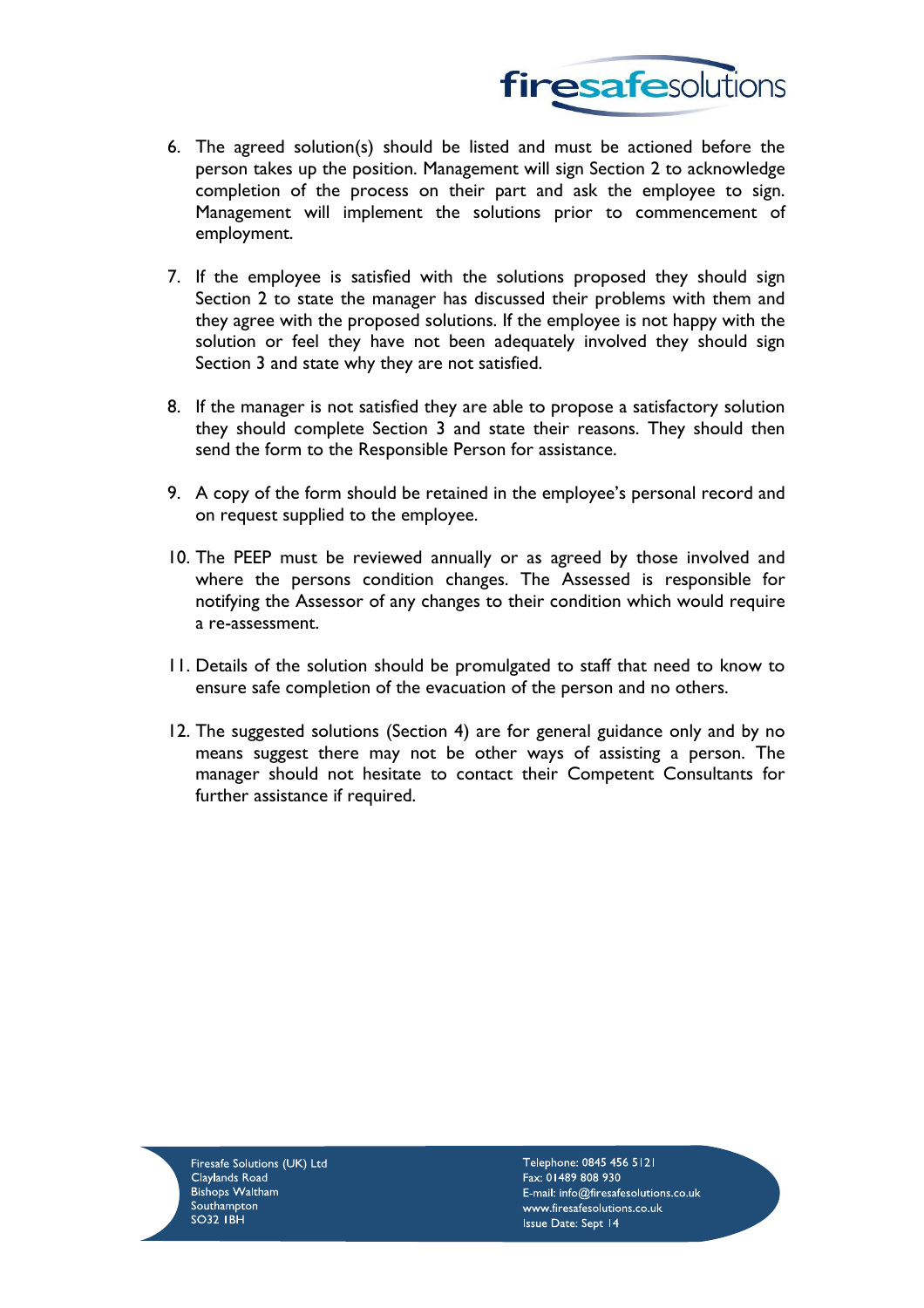6. The agreed solution(s) should be listed and must be actioned before the person takes up the position. Management will sign Section 2 to acknowledge completion of the process on their part and ask the employee to sign. Management will implement the solutions prior to commencement of employment.

7. If the employee is satisfied with the solutions proposed they should sign Section 2 to state the manager has discussed their problems with them and they agree with the proposed solutions. If the employee is not happy with the solution or feel they have not been adequately involved they should sign Section 3 and state why they are not satisfied.

8. If the manager is not satisfied they are able to propose a satisfactory solution they should complete Section 3 and state their reasons. They should then send the form to the Responsible Person for assistance.

9. A copy of the form should be retained in the employee's personal record and on request supplied to the employee.

10. The PEEP must be reviewed annually or as agreed by those involved and where the persons condition changes. The Assessed is responsible for notifying the Assessor of any changes to their condition which would require a re-assessment.

11. Details of the solution should be promulgated to staff that need to know to ensure safe completion of the evacuation of the person and no others.

12. The suggested solutions (Section 4) are for general guidance only and by no means suggest there may not be other ways of assisting a person. The manager should not hesitate to contact their Competent Consultants for further assistance if required.